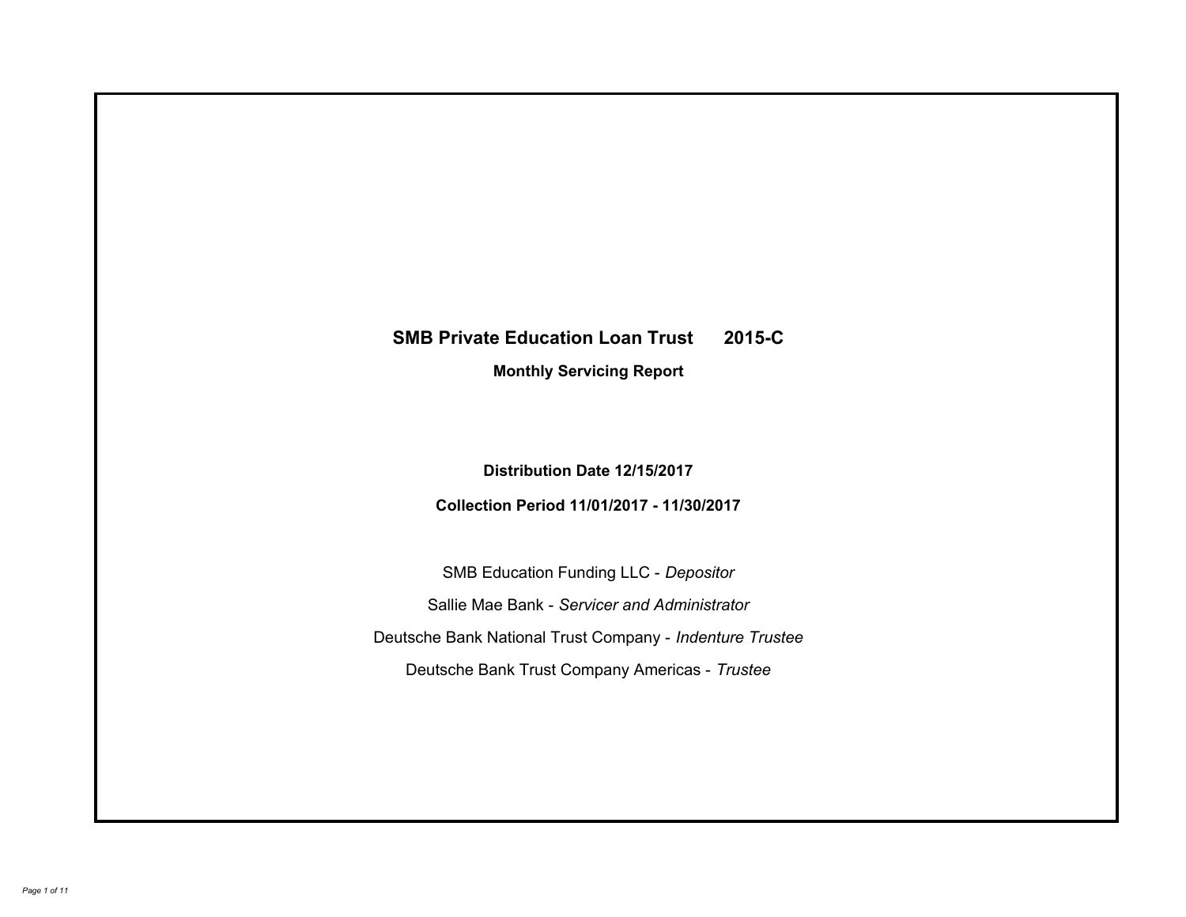# SMB Private Education Loan Trust 2015-C

## Monthly Servicing Report

**Distribution Date 12/15/2017**

**Collection Period 11/01/2017 - 11/30/2017**

SMB Education Funding LLC - *Depositor*

Sallie Mae Bank - *Servicer and Administrator*

Deutsche Bank National Trust Company - *Indenture Trustee*

Deutsche Bank Trust Company Americas - *Trustee*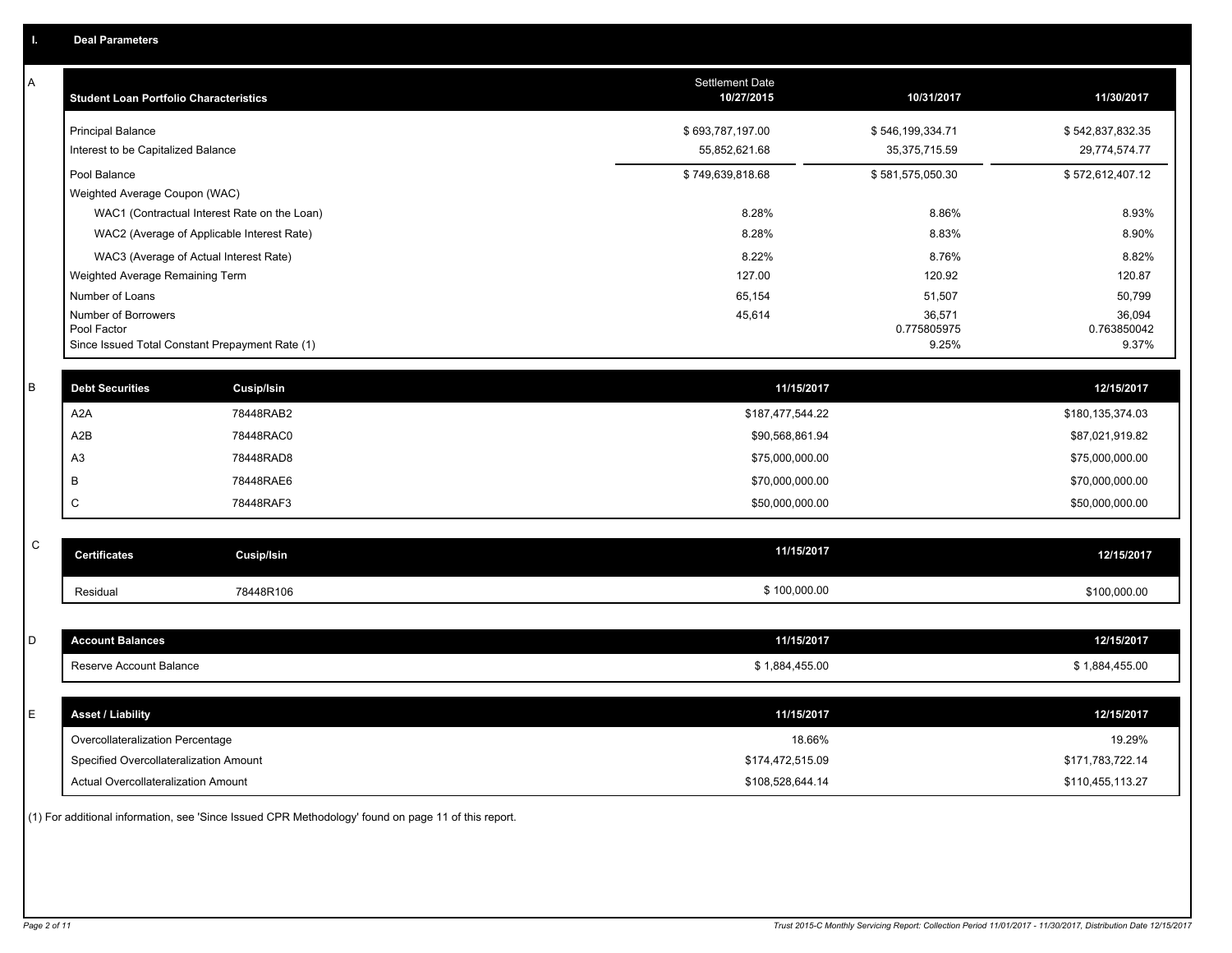## I. Deal Parameters

### A

| Student Loan Portfolio Characteristics | Settlement Date 10/27/2015 | 10/31/2017 | 11/30/2017 |
|---|---|---|---|
| Principal Balance | $ 693,787,197.00 | $ 546,199,334.71 | $ 542,837,832.35 |
| Interest to be Capitalized Balance | 55,852,621.68 | 35,375,715.59 | 29,774,574.77 |
| Pool Balance | $ 749,639,818.68 | $ 581,575,050.30 | $ 572,612,407.12 |
| Weighted Average Coupon (WAC) | | | |
| WAC1 (Contractual Interest Rate on the Loan) | 8.28% | 8.86% | 8.93% |
| WAC2 (Average of Applicable Interest Rate) | 8.28% | 8.83% | 8.90% |
| WAC3 (Average of Actual Interest Rate) | 8.22% | 8.76% | 8.82% |
| Weighted Average Remaining Term | 127.00 | 120.92 | 120.87 |
| Number of Loans | 65,154 | 51,507 | 50,799 |
| Number of Borrowers | 45,614 | 36,571 | 36,094 |
| Pool Factor | | 0.775805975 | 0.763850042 |
| Since Issued Total Constant Prepayment Rate (1) | | 9.25% | 9.37% |

### B

| Debt Securities | Cusip/Isin | 11/15/2017 | 12/15/2017 |
|---|---|---|---|
| A2A | 78448RAB2 | $187,477,544.22 | $180,135,374.03 |
| A2B | 78448RAC0 | $90,568,861.94 | $87,021,919.82 |
| A3 | 78448RAD8 | $75,000,000.00 | $75,000,000.00 |
| B | 78448RAE6 | $70,000,000.00 | $70,000,000.00 |
| C | 78448RAF3 | $50,000,000.00 | $50,000,000.00 |

### C

| Certificates | Cusip/Isin | 11/15/2017 | 12/15/2017 |
|---|---|---|---|
| Residual | 78448R106 | $ 100,000.00 | $100,000.00 |

### D

| Account Balances | 11/15/2017 | 12/15/2017 |
|---|---|---|
| Reserve Account Balance | $ 1,884,455.00 | $ 1,884,455.00 |

### E

| Asset / Liability | 11/15/2017 | 12/15/2017 |
|---|---|---|
| Overcollateralization Percentage | 18.66% | 19.29% |
| Specified Overcollateralization Amount | $174,472,515.09 | $171,783,722.14 |
| Actual Overcollateralization Amount | $108,528,644.14 | $110,455,113.27 |

(1) For additional information, see 'Since Issued CPR Methodology' found on page 11 of this report.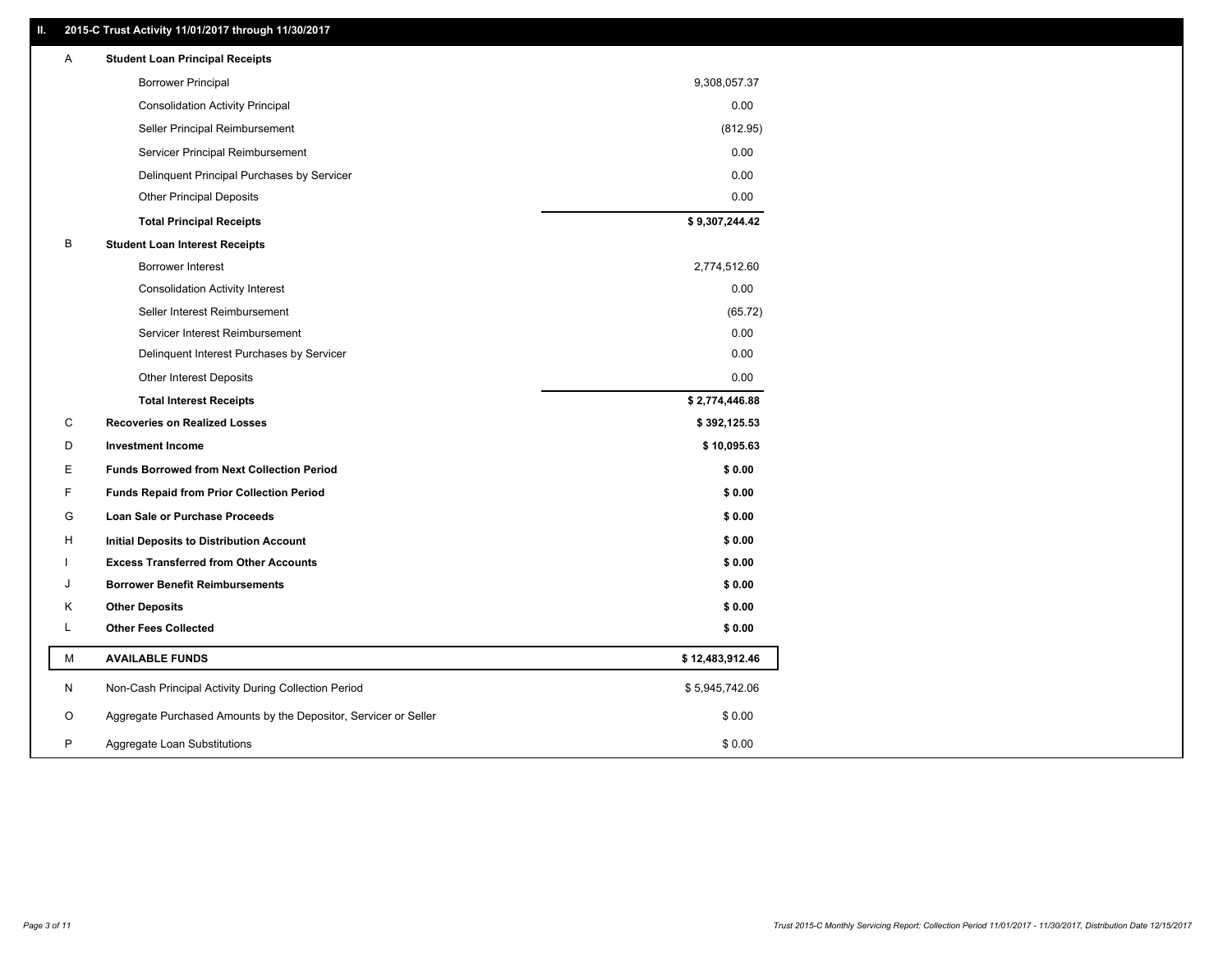## II. 2015-C Trust Activity 11/01/2017 through 11/30/2017

| | | |
|---|---|---|
| A | **Student Loan Principal Receipts** | |
| | Borrower Principal | 9,308,057.37 |
| | Consolidation Activity Principal | 0.00 |
| | Seller Principal Reimbursement | (812.95) |
| | Servicer Principal Reimbursement | 0.00 |
| | Delinquent Principal Purchases by Servicer | 0.00 |
| | Other Principal Deposits | 0.00 |
| | **Total Principal Receipts** | **$ 9,307,244.42** |
| B | **Student Loan Interest Receipts** | |
| | Borrower Interest | 2,774,512.60 |
| | Consolidation Activity Interest | 0.00 |
| | Seller Interest Reimbursement | (65.72) |
| | Servicer Interest Reimbursement | 0.00 |
| | Delinquent Interest Purchases by Servicer | 0.00 |
| | Other Interest Deposits | 0.00 |
| | **Total Interest Receipts** | **$ 2,774,446.88** |
| C | **Recoveries on Realized Losses** | **$ 392,125.53** |
| D | **Investment Income** | **$ 10,095.63** |
| E | **Funds Borrowed from Next Collection Period** | **$ 0.00** |
| F | **Funds Repaid from Prior Collection Period** | **$ 0.00** |
| G | **Loan Sale or Purchase Proceeds** | **$ 0.00** |
| H | **Initial Deposits to Distribution Account** | **$ 0.00** |
| I | **Excess Transferred from Other Accounts** | **$ 0.00** |
| J | **Borrower Benefit Reimbursements** | **$ 0.00** |
| K | **Other Deposits** | **$ 0.00** |
| L | **Other Fees Collected** | **$ 0.00** |
| M | **AVAILABLE FUNDS** | **$ 12,483,912.46** |
| N | Non-Cash Principal Activity During Collection Period | $ 5,945,742.06 |
| O | Aggregate Purchased Amounts by the Depositor, Servicer or Seller | $ 0.00 |
| P | Aggregate Loan Substitutions | $ 0.00 |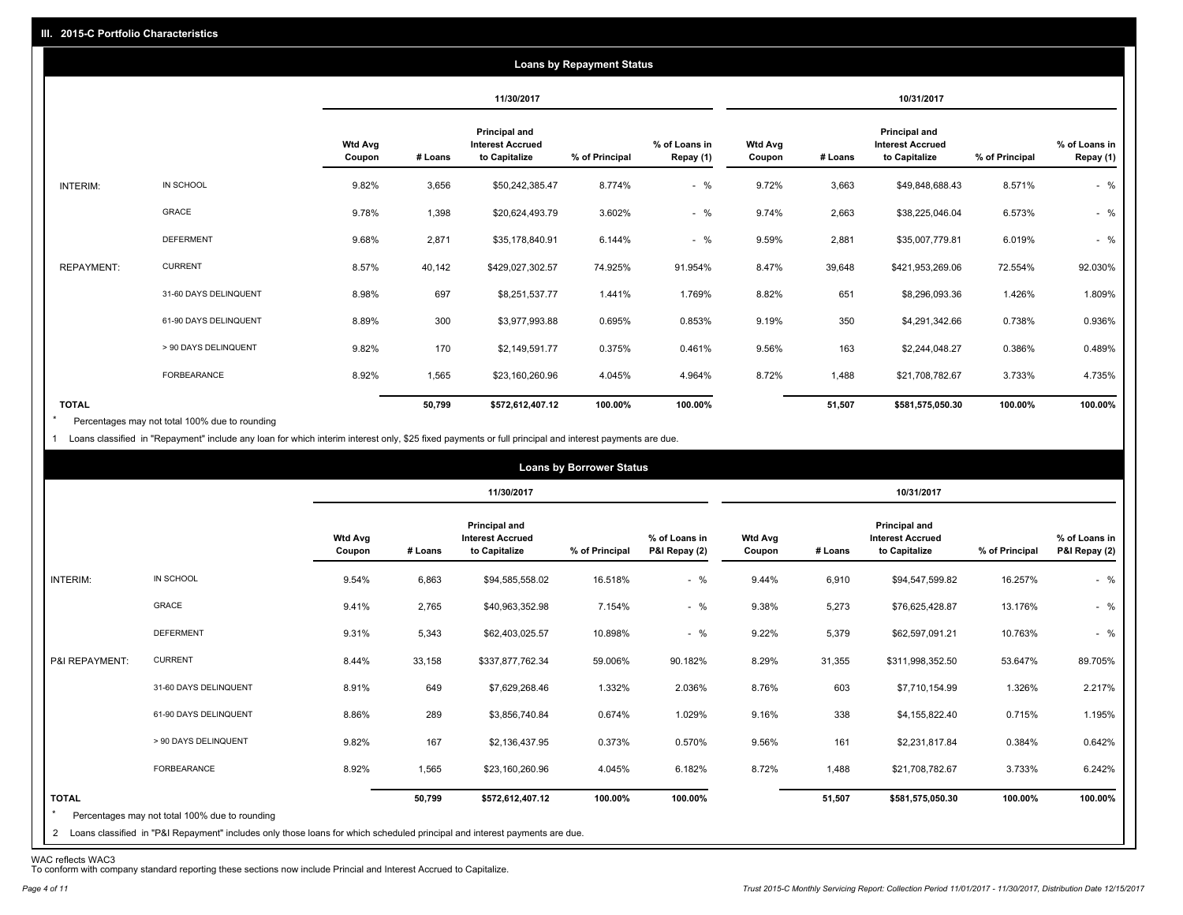## III. 2015-C Portfolio Characteristics

### Loans by Repayment Status

| | | 11/30/2017 | | | | | 10/31/2017 | | | | |
|---|---|---|---|---|---|---|---|---|---|---|---|
| | | Wtd Avg Coupon | # Loans | Principal and Interest Accrued to Capitalize | % of Principal | % of Loans in Repay (1) | Wtd Avg Coupon | # Loans | Principal and Interest Accrued to Capitalize | % of Principal | % of Loans in Repay (1) |
| INTERIM: | IN SCHOOL | 9.82% | 3,656 | $50,242,385.47 | 8.774% | - % | 9.72% | 3,663 | $49,848,688.43 | 8.571% | - % |
| | GRACE | 9.78% | 1,398 | $20,624,493.79 | 3.602% | - % | 9.74% | 2,663 | $38,225,046.04 | 6.573% | - % |
| | DEFERMENT | 9.68% | 2,871 | $35,178,840.91 | 6.144% | - % | 9.59% | 2,881 | $35,007,779.81 | 6.019% | - % |
| REPAYMENT: | CURRENT | 8.57% | 40,142 | $429,027,302.57 | 74.925% | 91.954% | 8.47% | 39,648 | $421,953,269.06 | 72.554% | 92.030% |
| | 31-60 DAYS DELINQUENT | 8.98% | 697 | $8,251,537.77 | 1.441% | 1.769% | 8.82% | 651 | $8,296,093.36 | 1.426% | 1.809% |
| | 61-90 DAYS DELINQUENT | 8.89% | 300 | $3,977,993.88 | 0.695% | 0.853% | 9.19% | 350 | $4,291,342.66 | 0.738% | 0.936% |
| | > 90 DAYS DELINQUENT | 9.82% | 170 | $2,149,591.77 | 0.375% | 0.461% | 9.56% | 163 | $2,244,048.27 | 0.386% | 0.489% |
| | FORBEARANCE | 8.92% | 1,565 | $23,160,260.96 | 4.045% | 4.964% | 8.72% | 1,488 | $21,708,782.67 | 3.733% | 4.735% |
| **TOTAL** | | | **50,799** | **$572,612,407.12** | **100.00%** | **100.00%** | | **51,507** | **$581,575,050.30** | **100.00%** | **100.00%** |

\* Percentages may not total 100% due to rounding

1 Loans classified in "Repayment" include any loan for which interim interest only, $25 fixed payments or full principal and interest payments are due.

### Loans by Borrower Status

| | | 11/30/2017 | | | | | 10/31/2017 | | | | |
|---|---|---|---|---|---|---|---|---|---|---|---|
| | | Wtd Avg Coupon | # Loans | Principal and Interest Accrued to Capitalize | % of Principal | % of Loans in P&I Repay (2) | Wtd Avg Coupon | # Loans | Principal and Interest Accrued to Capitalize | % of Principal | % of Loans in P&I Repay (2) |
| INTERIM: | IN SCHOOL | 9.54% | 6,863 | $94,585,558.02 | 16.518% | - % | 9.44% | 6,910 | $94,547,599.82 | 16.257% | - % |
| | GRACE | 9.41% | 2,765 | $40,963,352.98 | 7.154% | - % | 9.38% | 5,273 | $76,625,428.87 | 13.176% | - % |
| | DEFERMENT | 9.31% | 5,343 | $62,403,025.57 | 10.898% | - % | 9.22% | 5,379 | $62,597,091.21 | 10.763% | - % |
| P&I REPAYMENT: | CURRENT | 8.44% | 33,158 | $337,877,762.34 | 59.006% | 90.182% | 8.29% | 31,355 | $311,998,352.50 | 53.647% | 89.705% |
| | 31-60 DAYS DELINQUENT | 8.91% | 649 | $7,629,268.46 | 1.332% | 2.036% | 8.76% | 603 | $7,710,154.99 | 1.326% | 2.217% |
| | 61-90 DAYS DELINQUENT | 8.86% | 289 | $3,856,740.84 | 0.674% | 1.029% | 9.16% | 338 | $4,155,822.40 | 0.715% | 1.195% |
| | > 90 DAYS DELINQUENT | 9.82% | 167 | $2,136,437.95 | 0.373% | 0.570% | 9.56% | 161 | $2,231,817.84 | 0.384% | 0.642% |
| | FORBEARANCE | 8.92% | 1,565 | $23,160,260.96 | 4.045% | 6.182% | 8.72% | 1,488 | $21,708,782.67 | 3.733% | 6.242% |
| **TOTAL** | | | **50,799** | **$572,612,407.12** | **100.00%** | **100.00%** | | **51,507** | **$581,575,050.30** | **100.00%** | **100.00%** |

\* Percentages may not total 100% due to rounding

2 Loans classified in "P&I Repayment" includes only those loans for which scheduled principal and interest payments are due.

WAC reflects WAC3

To conform with company standard reporting these sections now include Princial and Interest Accrued to Capitalize.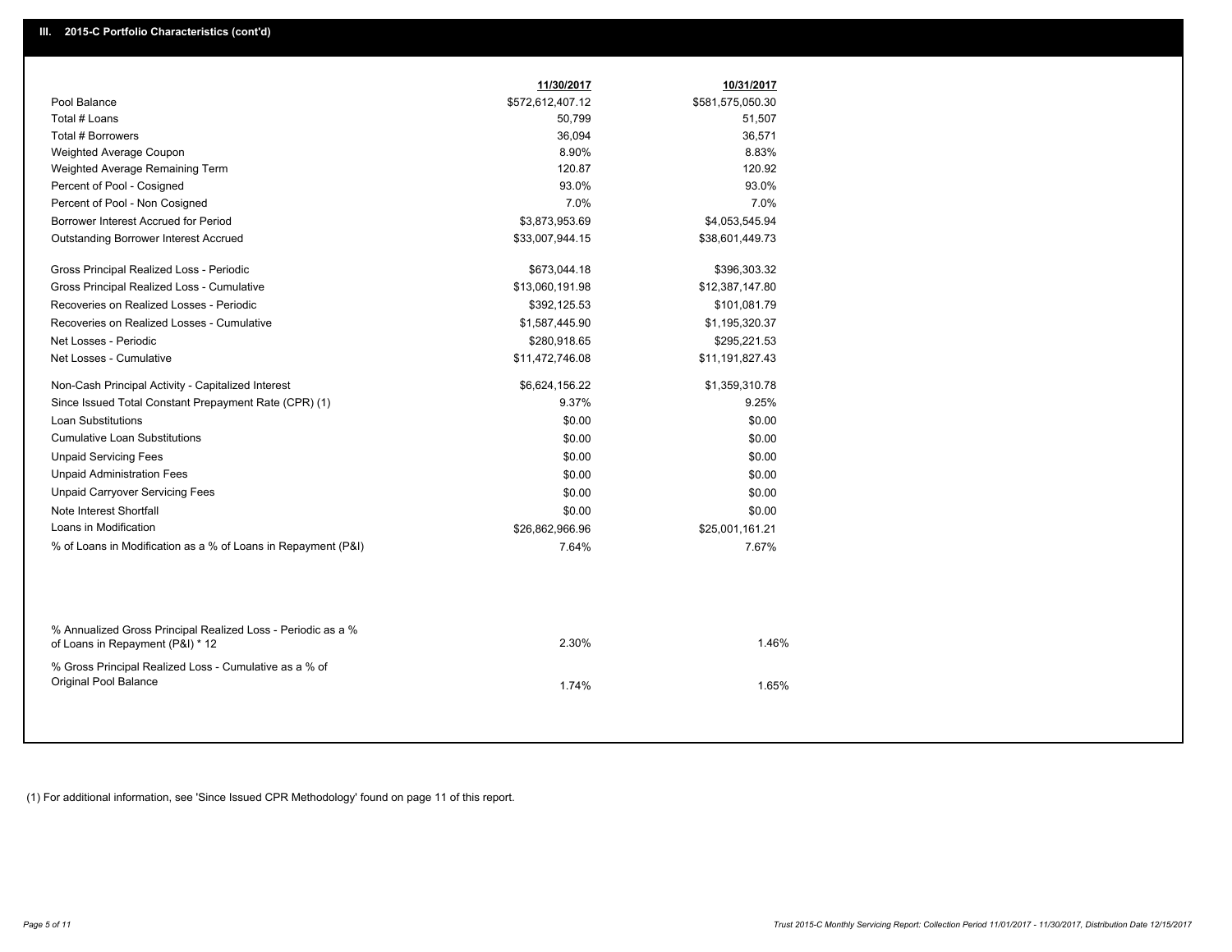## III. 2015-C Portfolio Characteristics (cont'd)

| | 11/30/2017 | 10/31/2017 |
|---|---|---|
| Pool Balance | $572,612,407.12 | $581,575,050.30 |
| Total # Loans | 50,799 | 51,507 |
| Total # Borrowers | 36,094 | 36,571 |
| Weighted Average Coupon | 8.90% | 8.83% |
| Weighted Average Remaining Term | 120.87 | 120.92 |
| Percent of Pool - Cosigned | 93.0% | 93.0% |
| Percent of Pool - Non Cosigned | 7.0% | 7.0% |
| Borrower Interest Accrued for Period | $3,873,953.69 | $4,053,545.94 |
| Outstanding Borrower Interest Accrued | $33,007,944.15 | $38,601,449.73 |
| Gross Principal Realized Loss - Periodic | $673,044.18 | $396,303.32 |
| Gross Principal Realized Loss - Cumulative | $13,060,191.98 | $12,387,147.80 |
| Recoveries on Realized Losses - Periodic | $392,125.53 | $101,081.79 |
| Recoveries on Realized Losses - Cumulative | $1,587,445.90 | $1,195,320.37 |
| Net Losses - Periodic | $280,918.65 | $295,221.53 |
| Net Losses - Cumulative | $11,472,746.08 | $11,191,827.43 |
| Non-Cash Principal Activity - Capitalized Interest | $6,624,156.22 | $1,359,310.78 |
| Since Issued Total Constant Prepayment Rate (CPR) (1) | 9.37% | 9.25% |
| Loan Substitutions | $0.00 | $0.00 |
| Cumulative Loan Substitutions | $0.00 | $0.00 |
| Unpaid Servicing Fees | $0.00 | $0.00 |
| Unpaid Administration Fees | $0.00 | $0.00 |
| Unpaid Carryover Servicing Fees | $0.00 | $0.00 |
| Note Interest Shortfall | $0.00 | $0.00 |
| Loans in Modification | $26,862,966.96 | $25,001,161.21 |
| % of Loans in Modification as a % of Loans in Repayment (P&I) | 7.64% | 7.67% |
| % Annualized Gross Principal Realized Loss - Periodic as a % of Loans in Repayment (P&I) * 12 | 2.30% | 1.46% |
| % Gross Principal Realized Loss - Cumulative as a % of Original Pool Balance | 1.74% | 1.65% |

(1) For additional information, see 'Since Issued CPR Methodology' found on page 11 of this report.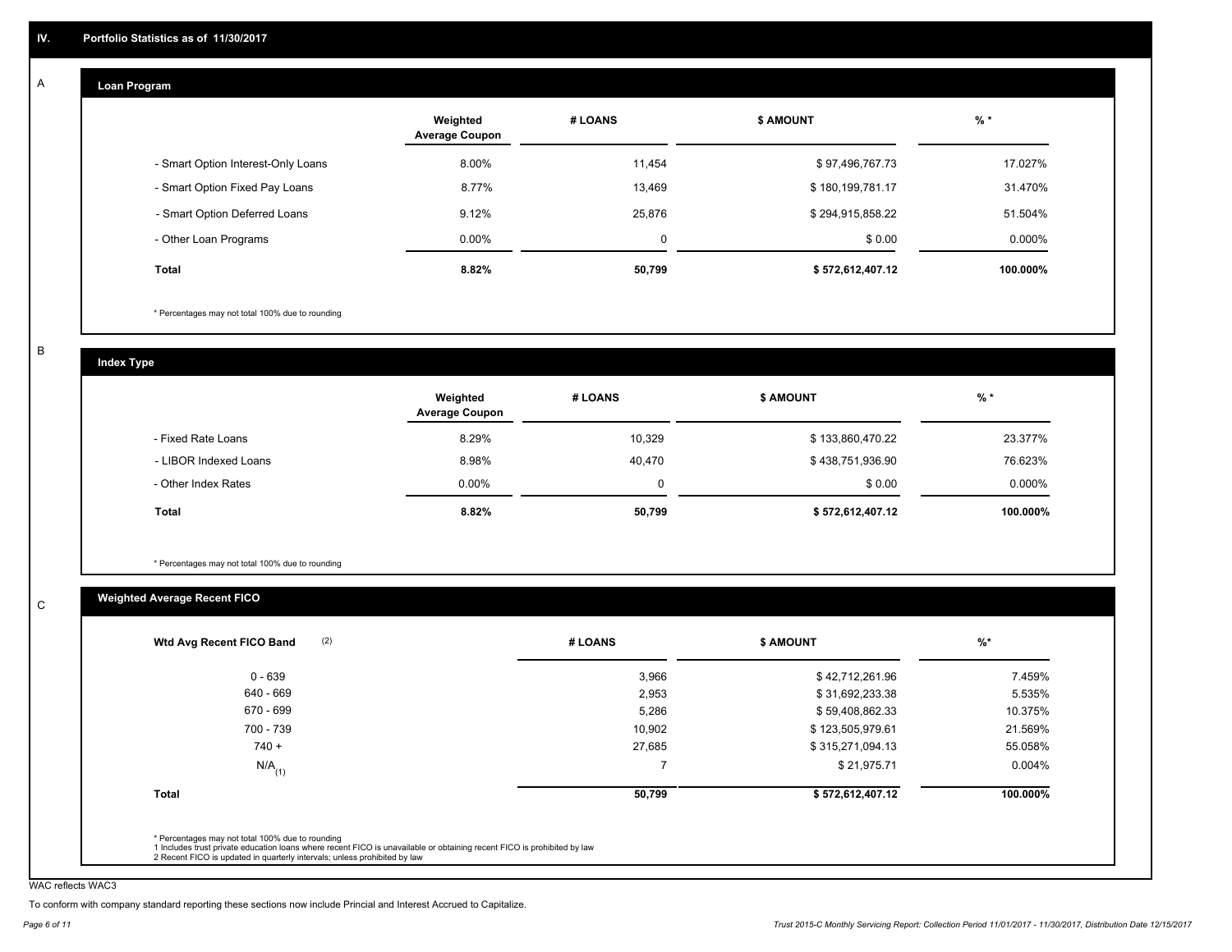## IV. Portfolio Statistics as of 11/30/2017

### A Loan Program

| | Weighted Average Coupon | # LOANS | $ AMOUNT | % * |
|---|---|---|---|---|
| - Smart Option Interest-Only Loans | 8.00% | 11,454 | $ 97,496,767.73 | 17.027% |
| - Smart Option Fixed Pay Loans | 8.77% | 13,469 | $ 180,199,781.17 | 31.470% |
| - Smart Option Deferred Loans | 9.12% | 25,876 | $ 294,915,858.22 | 51.504% |
| - Other Loan Programs | 0.00% | 0 | $ 0.00 | 0.000% |
| **Total** | **8.82%** | **50,799** | **$ 572,612,407.12** | **100.000%** |

* Percentages may not total 100% due to rounding

### B Index Type

| | Weighted Average Coupon | # LOANS | $ AMOUNT | % * |
|---|---|---|---|---|
| - Fixed Rate Loans | 8.29% | 10,329 | $ 133,860,470.22 | 23.377% |
| - LIBOR Indexed Loans | 8.98% | 40,470 | $ 438,751,936.90 | 76.623% |
| - Other Index Rates | 0.00% | 0 | $ 0.00 | 0.000% |
| **Total** | **8.82%** | **50,799** | **$ 572,612,407.12** | **100.000%** |

* Percentages may not total 100% due to rounding

### C Weighted Average Recent FICO

| Wtd Avg Recent FICO Band (2) | # LOANS | $ AMOUNT | %* |
|---|---|---|---|
| 0 - 639 | 3,966 | $ 42,712,261.96 | 7.459% |
| 640 - 669 | 2,953 | $ 31,692,233.38 | 5.535% |
| 670 - 699 | 5,286 | $ 59,408,862.33 | 10.375% |
| 700 - 739 | 10,902 | $ 123,505,979.61 | 21.569% |
| 740 + | 27,685 | $ 315,271,094.13 | 55.058% |
| N/A (1) | 7 | $ 21,975.71 | 0.004% |
| **Total** | **50,799** | **$ 572,612,407.12** | **100.000%** |

* Percentages may not total 100% due to rounding
1 Includes trust private education loans where recent FICO is unavailable or obtaining recent FICO is prohibited by law
2 Recent FICO is updated in quarterly intervals; unless prohibited by law

WAC reflects WAC3

To conform with company standard reporting these sections now include Princial and Interest Accrued to Capitalize.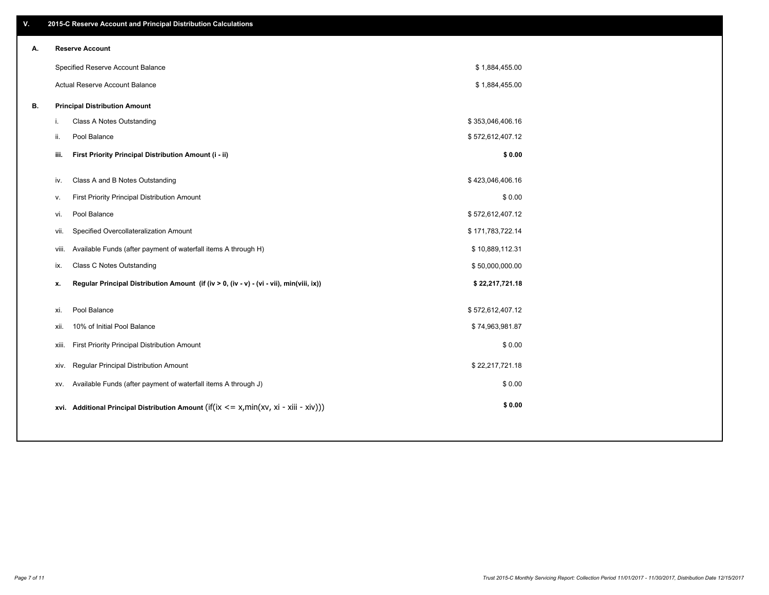## V. 2015-C Reserve Account and Principal Distribution Calculations

| | | | |
|---|---|---|---|
| **A.** | **Reserve Account** | | |
| | Specified Reserve Account Balance | | $ 1,884,455.00 |
| | Actual Reserve Account Balance | | $ 1,884,455.00 |
| **B.** | **Principal Distribution Amount** | | |
| | i. | Class A Notes Outstanding | $ 353,046,406.16 |
| | ii. | Pool Balance | $ 572,612,407.12 |
| | **iii.** | **First Priority Principal Distribution Amount (i - ii)** | **$ 0.00** |
| | iv. | Class A and B Notes Outstanding | $ 423,046,406.16 |
| | v. | First Priority Principal Distribution Amount | $ 0.00 |
| | vi. | Pool Balance | $ 572,612,407.12 |
| | vii. | Specified Overcollateralization Amount | $ 171,783,722.14 |
| | viii. | Available Funds (after payment of waterfall items A through H) | $ 10,889,112.31 |
| | ix. | Class C Notes Outstanding | $ 50,000,000.00 |
| | **x.** | **Regular Principal Distribution Amount (if (iv > 0, (iv - v) - (vi - vii), min(viii, ix))** | **$ 22,217,721.18** |
| | xi. | Pool Balance | $ 572,612,407.12 |
| | xii. | 10% of Initial Pool Balance | $ 74,963,981.87 |
| | xiii. | First Priority Principal Distribution Amount | $ 0.00 |
| | xiv. | Regular Principal Distribution Amount | $ 22,217,721.18 |
| | xv. | Available Funds (after payment of waterfall items A through J) | $ 0.00 |
| | **xvi.** | **Additional Principal Distribution Amount** (if(ix <= x,min(xv, xi - xiii - xiv))) | **$ 0.00** |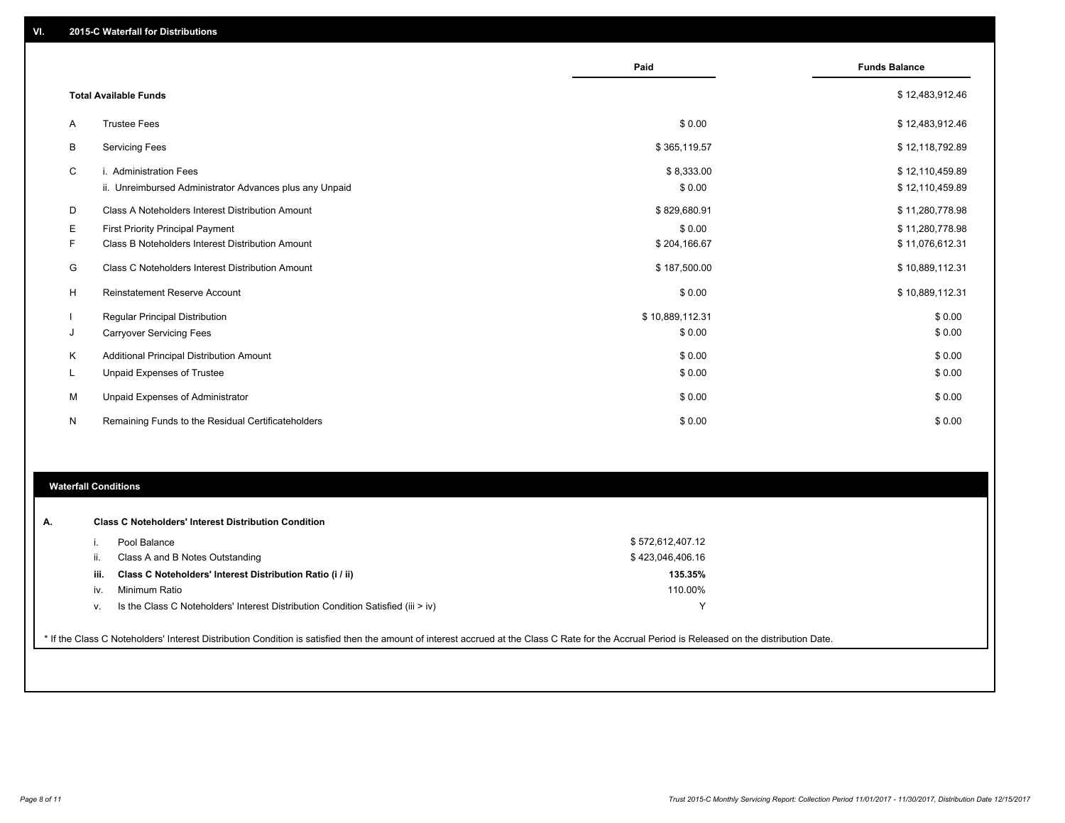## VI. 2015-C Waterfall for Distributions

| | | Paid | Funds Balance |
|---|---|---|---|
| | **Total Available Funds** | | $ 12,483,912.46 |
| A | Trustee Fees | $ 0.00 | $ 12,483,912.46 |
| B | Servicing Fees | $ 365,119.57 | $ 12,118,792.89 |
| C | i. Administration Fees | $ 8,333.00 | $ 12,110,459.89 |
| | ii. Unreimbursed Administrator Advances plus any Unpaid | $ 0.00 | $ 12,110,459.89 |
| D | Class A Noteholders Interest Distribution Amount | $ 829,680.91 | $ 11,280,778.98 |
| E | First Priority Principal Payment | $ 0.00 | $ 11,280,778.98 |
| F | Class B Noteholders Interest Distribution Amount | $ 204,166.67 | $ 11,076,612.31 |
| G | Class C Noteholders Interest Distribution Amount | $ 187,500.00 | $ 10,889,112.31 |
| H | Reinstatement Reserve Account | $ 0.00 | $ 10,889,112.31 |
| I | Regular Principal Distribution | $ 10,889,112.31 | $ 0.00 |
| J | Carryover Servicing Fees | $ 0.00 | $ 0.00 |
| K | Additional Principal Distribution Amount | $ 0.00 | $ 0.00 |
| L | Unpaid Expenses of Trustee | $ 0.00 | $ 0.00 |
| M | Unpaid Expenses of Administrator | $ 0.00 | $ 0.00 |
| N | Remaining Funds to the Residual Certificateholders | $ 0.00 | $ 0.00 |

## Waterfall Conditions

**A. Class C Noteholders' Interest Distribution Condition**

| | | |
|---|---|---|
| i. | Pool Balance | $ 572,612,407.12 |
| ii. | Class A and B Notes Outstanding | $ 423,046,406.16 |
| **iii.** | **Class C Noteholders' Interest Distribution Ratio (i / ii)** | **135.35%** |
| iv. | Minimum Ratio | 110.00% |
| v. | Is the Class C Noteholders' Interest Distribution Condition Satisfied (iii > iv) | Y |

* If the Class C Noteholders' Interest Distribution Condition is satisfied then the amount of interest accrued at the Class C Rate for the Accrual Period is Released on the distribution Date.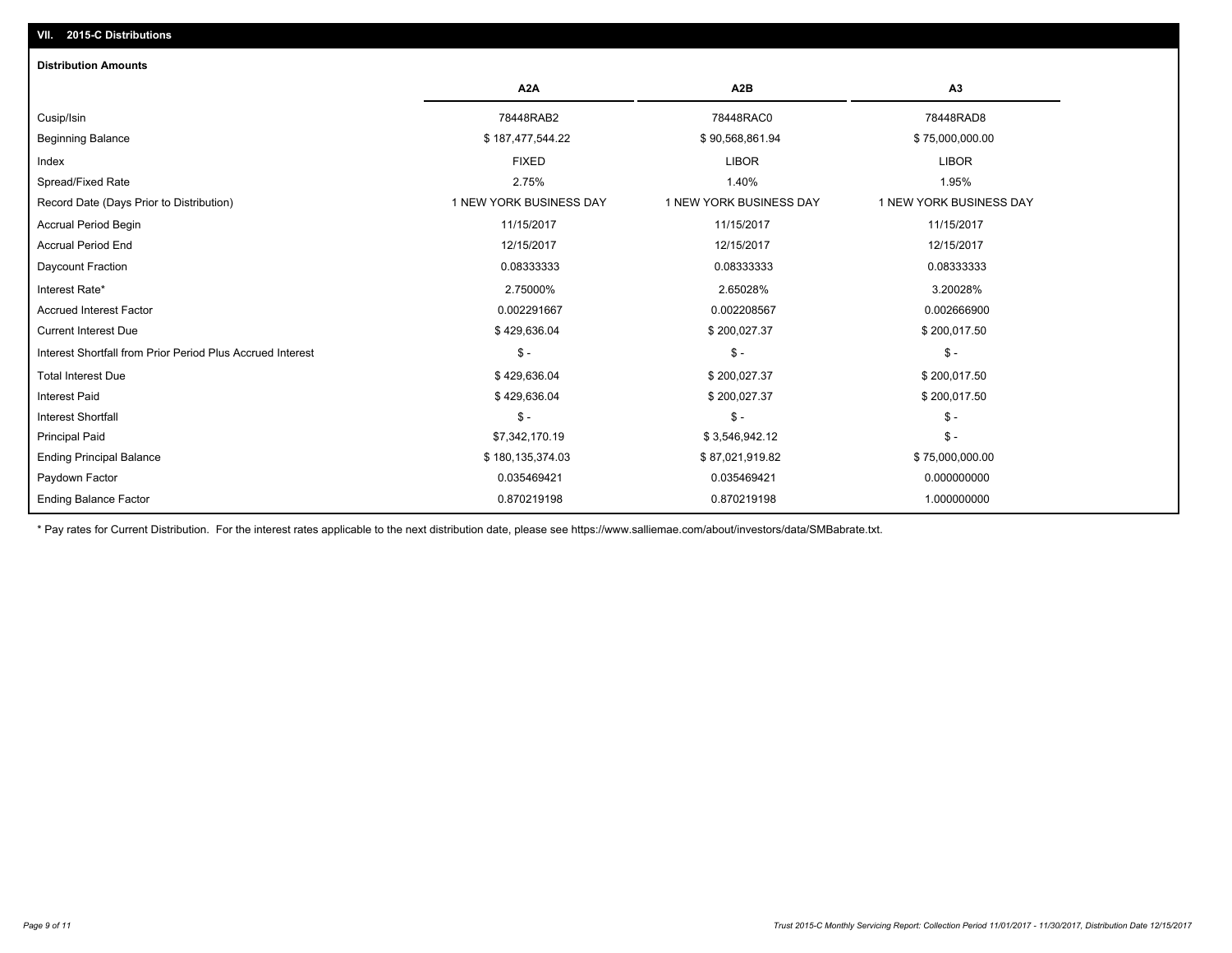## VII. 2015-C Distributions

### Distribution Amounts

| | A2A | A2B | A3 |
|---|---|---|---|
| Cusip/Isin | 78448RAB2 | 78448RAC0 | 78448RAD8 |
| Beginning Balance | $ 187,477,544.22 | $ 90,568,861.94 | $ 75,000,000.00 |
| Index | FIXED | LIBOR | LIBOR |
| Spread/Fixed Rate | 2.75% | 1.40% | 1.95% |
| Record Date (Days Prior to Distribution) | 1 NEW YORK BUSINESS DAY | 1 NEW YORK BUSINESS DAY | 1 NEW YORK BUSINESS DAY |
| Accrual Period Begin | 11/15/2017 | 11/15/2017 | 11/15/2017 |
| Accrual Period End | 12/15/2017 | 12/15/2017 | 12/15/2017 |
| Daycount Fraction | 0.08333333 | 0.08333333 | 0.08333333 |
| Interest Rate* | 2.75000% | 2.65028% | 3.20028% |
| Accrued Interest Factor | 0.002291667 | 0.002208567 | 0.002666900 |
| Current Interest Due | $ 429,636.04 | $ 200,027.37 | $ 200,017.50 |
| Interest Shortfall from Prior Period Plus Accrued Interest | $ - | $ - | $ - |
| Total Interest Due | $ 429,636.04 | $ 200,027.37 | $ 200,017.50 |
| Interest Paid | $ 429,636.04 | $ 200,027.37 | $ 200,017.50 |
| Interest Shortfall | $ - | $ - | $ - |
| Principal Paid | $7,342,170.19 | $ 3,546,942.12 | $ - |
| Ending Principal Balance | $ 180,135,374.03 | $ 87,021,919.82 | $ 75,000,000.00 |
| Paydown Factor | 0.035469421 | 0.035469421 | 0.000000000 |
| Ending Balance Factor | 0.870219198 | 0.870219198 | 1.000000000 |

\* Pay rates for Current Distribution. For the interest rates applicable to the next distribution date, please see https://www.salliemae.com/about/investors/data/SMBabrate.txt.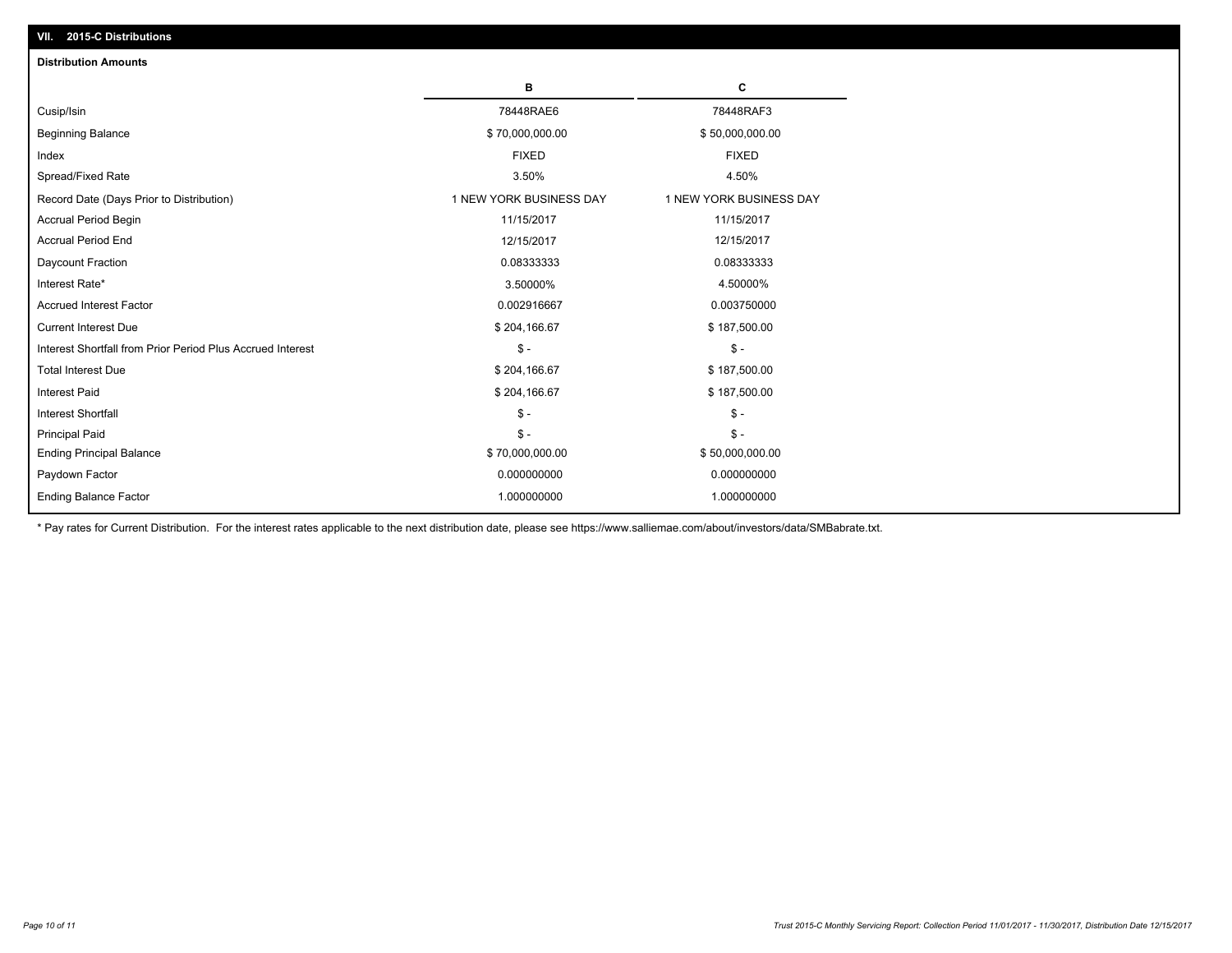## VII. 2015-C Distributions

### Distribution Amounts

| | B | C |
|---|---|---|
| Cusip/Isin | 78448RAE6 | 78448RAF3 |
| Beginning Balance | $ 70,000,000.00 | $ 50,000,000.00 |
| Index | FIXED | FIXED |
| Spread/Fixed Rate | 3.50% | 4.50% |
| Record Date (Days Prior to Distribution) | 1 NEW YORK BUSINESS DAY | 1 NEW YORK BUSINESS DAY |
| Accrual Period Begin | 11/15/2017 | 11/15/2017 |
| Accrual Period End | 12/15/2017 | 12/15/2017 |
| Daycount Fraction | 0.08333333 | 0.08333333 |
| Interest Rate* | 3.50000% | 4.50000% |
| Accrued Interest Factor | 0.002916667 | 0.003750000 |
| Current Interest Due | $ 204,166.67 | $ 187,500.00 |
| Interest Shortfall from Prior Period Plus Accrued Interest | $ - | $ - |
| Total Interest Due | $ 204,166.67 | $ 187,500.00 |
| Interest Paid | $ 204,166.67 | $ 187,500.00 |
| Interest Shortfall | $ - | $ - |
| Principal Paid | $ - | $ - |
| Ending Principal Balance | $ 70,000,000.00 | $ 50,000,000.00 |
| Paydown Factor | 0.000000000 | 0.000000000 |
| Ending Balance Factor | 1.000000000 | 1.000000000 |

* Pay rates for Current Distribution. For the interest rates applicable to the next distribution date, please see https://www.salliemae.com/about/investors/data/SMBabrate.txt.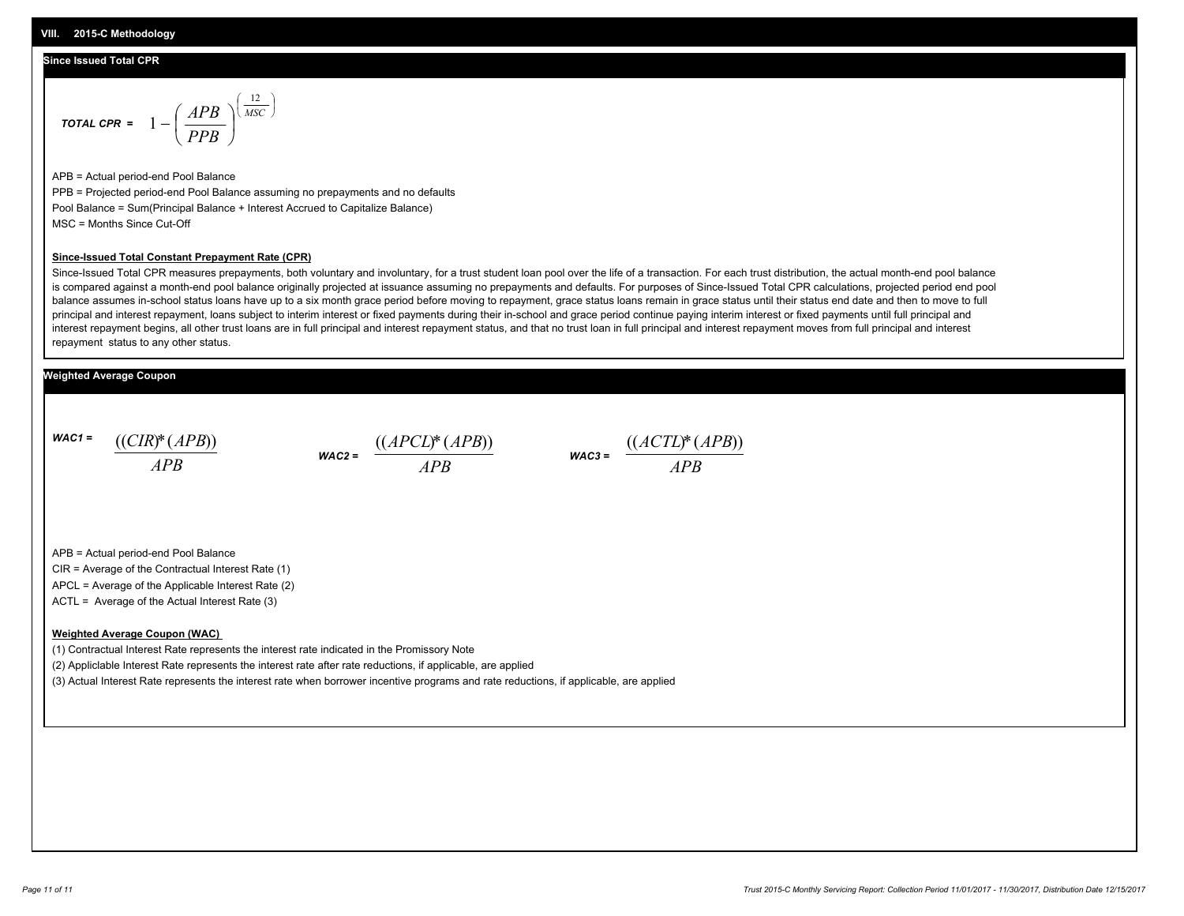## VIII. 2015-C Methodology

### Since Issued Total CPR

$$\textit{TOTAL CPR} = 1 - \left(\frac{APB}{PPB}\right)^{\left(\frac{12}{MSC}\right)}$$

APB = Actual period-end Pool Balance

PPB = Projected period-end Pool Balance assuming no prepayments and no defaults

Pool Balance = Sum(Principal Balance + Interest Accrued to Capitalize Balance)

MSC = Months Since Cut-Off

**Since-Issued Total Constant Prepayment Rate (CPR)**

Since-Issued Total CPR measures prepayments, both voluntary and involuntary, for a trust student loan pool over the life of a transaction. For each trust distribution, the actual month-end pool balance is compared against a month-end pool balance originally projected at issuance assuming no prepayments and defaults. For purposes of Since-Issued Total CPR calculations, projected period end pool balance assumes in-school status loans have up to a six month grace period before moving to repayment, grace status loans remain in grace status until their status end date and then to move to full principal and interest repayment, loans subject to interim interest or fixed payments during their in-school and grace period continue paying interim interest or fixed payments until full principal and interest repayment begins, all other trust loans are in full principal and interest repayment status, and that no trust loan in full principal and interest repayment moves from full principal and interest repayment status to any other status.

### Weighted Average Coupon

$$\textit{WAC1} = \frac{((CIR) * (APB))}{APB} \qquad \textit{WAC2} = \frac{((APCL) * (APB))}{APB} \qquad \textit{WAC3} = \frac{((ACTL) * (APB))}{APB}$$

APB = Actual period-end Pool Balance

CIR = Average of the Contractual Interest Rate (1)

APCL = Average of the Applicable Interest Rate (2)

ACTL = Average of the Actual Interest Rate (3)

**Weighted Average Coupon (WAC)**

(1) Contractual Interest Rate represents the interest rate indicated in the Promissory Note

(2) Appliclable Interest Rate represents the interest rate after rate reductions, if applicable, are applied

(3) Actual Interest Rate represents the interest rate when borrower incentive programs and rate reductions, if applicable, are applied